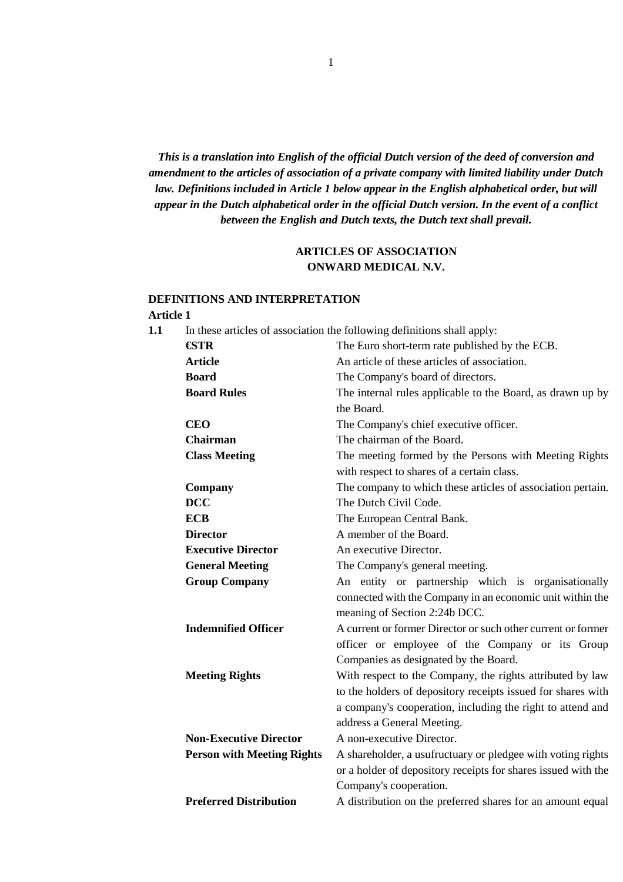***This is a translation into English of the official Dutch version of the deed of conversion and amendment to the articles of association of a private company with limited liability under Dutch law. Definitions included in Article 1 below appear in the English alphabetical order, but will appear in the Dutch alphabetical order in the official Dutch version. In the event of a conflict between the English and Dutch texts, the Dutch text shall prevail.***

# ARTICLES OF ASSOCIATION ONWARD MEDICAL N.V.

## DEFINITIONS AND INTERPRETATION

**Article 1**

**1.1** In these articles of association the following definitions shall apply:

| | |
|---|---|
| **€STR** | The Euro short-term rate published by the ECB. |
| **Article** | An article of these articles of association. |
| **Board** | The Company's board of directors. |
| **Board Rules** | The internal rules applicable to the Board, as drawn up by the Board. |
| **CEO** | The Company's chief executive officer. |
| **Chairman** | The chairman of the Board. |
| **Class Meeting** | The meeting formed by the Persons with Meeting Rights with respect to shares of a certain class. |
| **Company** | The company to which these articles of association pertain. |
| **DCC** | The Dutch Civil Code. |
| **ECB** | The European Central Bank. |
| **Director** | A member of the Board. |
| **Executive Director** | An executive Director. |
| **General Meeting** | The Company's general meeting. |
| **Group Company** | An entity or partnership which is organisationally connected with the Company in an economic unit within the meaning of Section 2:24b DCC. |
| **Indemnified Officer** | A current or former Director or such other current or former officer or employee of the Company or its Group Companies as designated by the Board. |
| **Meeting Rights** | With respect to the Company, the rights attributed by law to the holders of depository receipts issued for shares with a company's cooperation, including the right to attend and address a General Meeting. |
| **Non-Executive Director** | A non-executive Director. |
| **Person with Meeting Rights** | A shareholder, a usufructuary or pledgee with voting rights or a holder of depository receipts for shares issued with the Company's cooperation. |
| **Preferred Distribution** | A distribution on the preferred shares for an amount equal |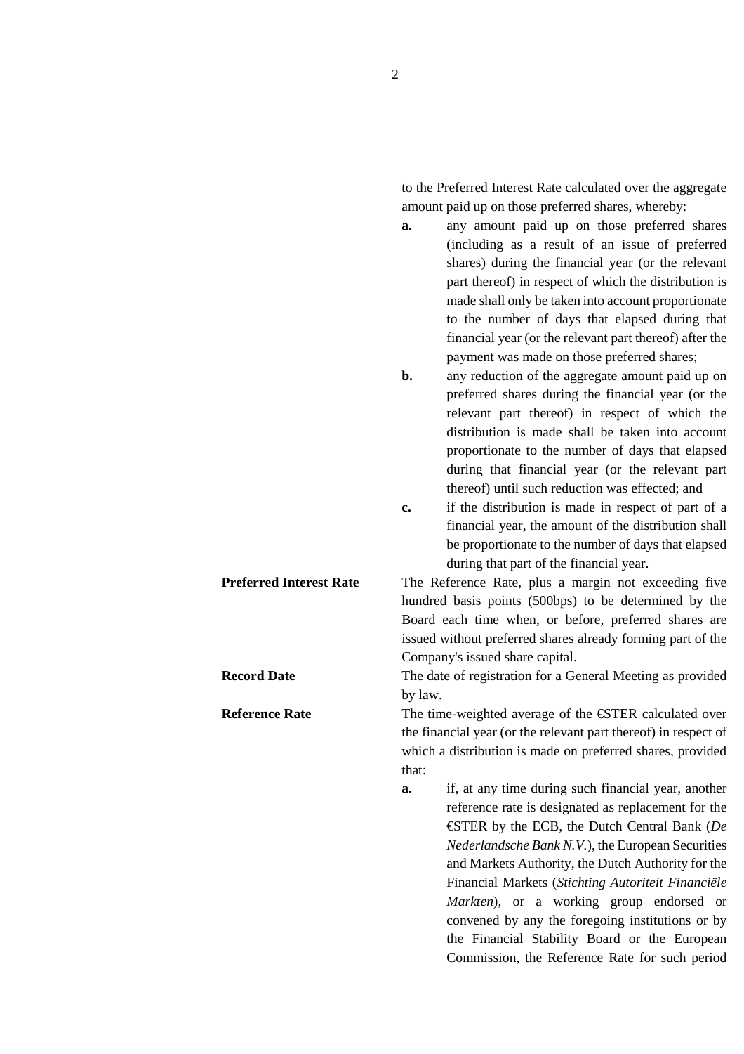to the Preferred Interest Rate calculated over the aggregate amount paid up on those preferred shares, whereby:

**a.** any amount paid up on those preferred shares (including as a result of an issue of preferred shares) during the financial year (or the relevant part thereof) in respect of which the distribution is made shall only be taken into account proportionate to the number of days that elapsed during that financial year (or the relevant part thereof) after the payment was made on those preferred shares;

**b.** any reduction of the aggregate amount paid up on preferred shares during the financial year (or the relevant part thereof) in respect of which the distribution is made shall be taken into account proportionate to the number of days that elapsed during that financial year (or the relevant part thereof) until such reduction was effected; and

**c.** if the distribution is made in respect of part of a financial year, the amount of the distribution shall be proportionate to the number of days that elapsed during that part of the financial year.

**Preferred Interest Rate** The Reference Rate, plus a margin not exceeding five hundred basis points (500bps) to be determined by the Board each time when, or before, preferred shares are issued without preferred shares already forming part of the Company's issued share capital.

**Record Date** The date of registration for a General Meeting as provided by law.

**Reference Rate** The time-weighted average of the €STER calculated over the financial year (or the relevant part thereof) in respect of which a distribution is made on preferred shares, provided that:

**a.** if, at any time during such financial year, another reference rate is designated as replacement for the €STER by the ECB, the Dutch Central Bank (*De Nederlandsche Bank N.V.*), the European Securities and Markets Authority, the Dutch Authority for the Financial Markets (*Stichting Autoriteit Financiële Markten*), or a working group endorsed or convened by any the foregoing institutions or by the Financial Stability Board or the European Commission, the Reference Rate for such period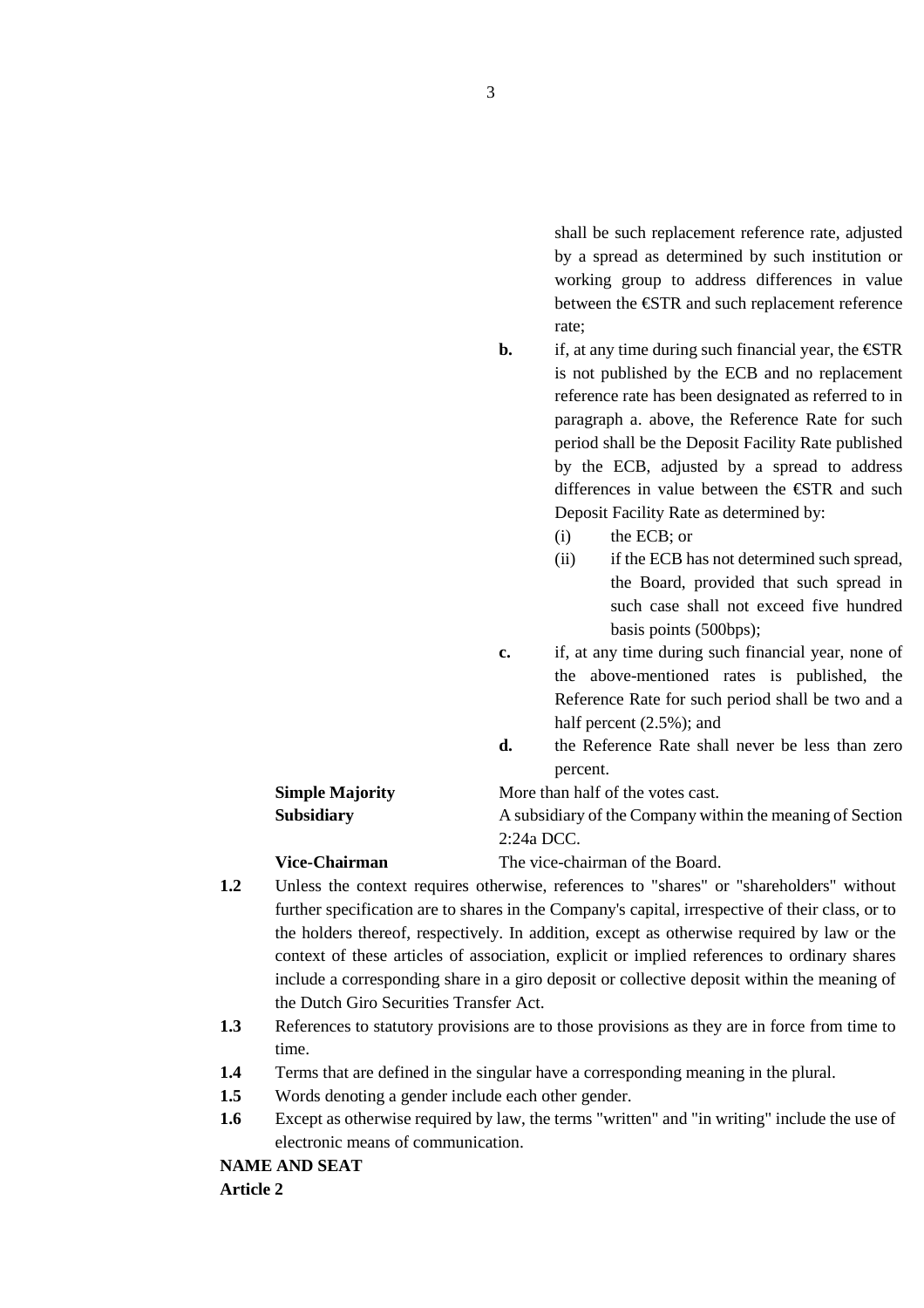shall be such replacement reference rate, adjusted by a spread as determined by such institution or working group to address differences in value between the €STR and such replacement reference rate;

**b.** if, at any time during such financial year, the €STR is not published by the ECB and no replacement reference rate has been designated as referred to in paragraph a. above, the Reference Rate for such period shall be the Deposit Facility Rate published by the ECB, adjusted by a spread to address differences in value between the €STR and such Deposit Facility Rate as determined by:

(i) the ECB; or

(ii) if the ECB has not determined such spread, the Board, provided that such spread in such case shall not exceed five hundred basis points (500bps);

**c.** if, at any time during such financial year, none of the above-mentioned rates is published, the Reference Rate for such period shall be two and a half percent (2.5%); and

**d.** the Reference Rate shall never be less than zero percent.

**Simple Majority** More than half of the votes cast.

**Subsidiary** A subsidiary of the Company within the meaning of Section 2:24a DCC.

**Vice-Chairman** The vice-chairman of the Board.

**1.2** Unless the context requires otherwise, references to "shares" or "shareholders" without further specification are to shares in the Company's capital, irrespective of their class, or to the holders thereof, respectively. In addition, except as otherwise required by law or the context of these articles of association, explicit or implied references to ordinary shares include a corresponding share in a giro deposit or collective deposit within the meaning of the Dutch Giro Securities Transfer Act.

**1.3** References to statutory provisions are to those provisions as they are in force from time to time.

**1.4** Terms that are defined in the singular have a corresponding meaning in the plural.

**1.5** Words denoting a gender include each other gender.

**1.6** Except as otherwise required by law, the terms "written" and "in writing" include the use of electronic means of communication.

**NAME AND SEAT**

**Article 2**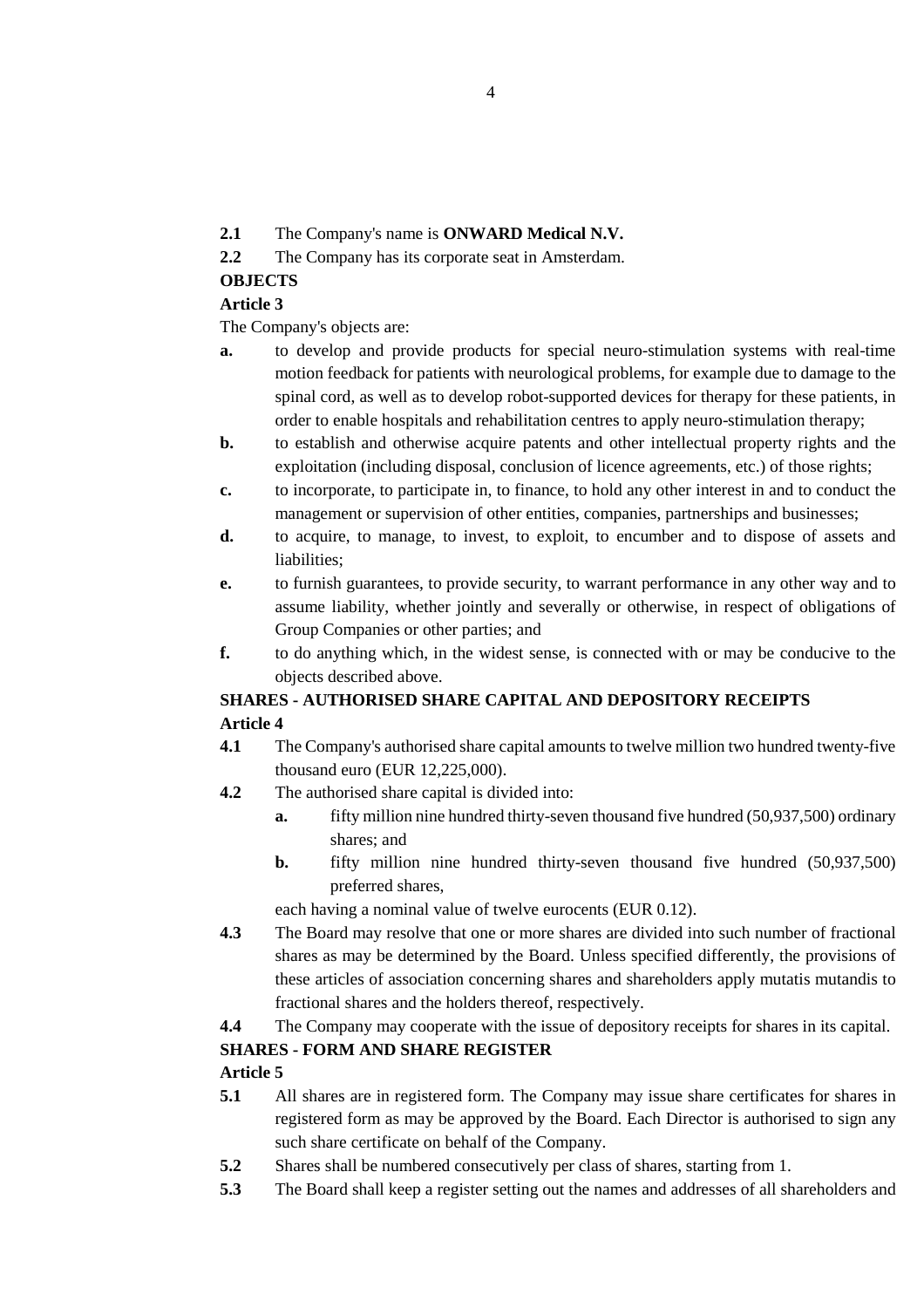**2.1** The Company's name is **ONWARD Medical N.V.**

**2.2** The Company has its corporate seat in Amsterdam.

**OBJECTS**

**Article 3**

The Company's objects are:

**a.** to develop and provide products for special neuro-stimulation systems with real-time motion feedback for patients with neurological problems, for example due to damage to the spinal cord, as well as to develop robot-supported devices for therapy for these patients, in order to enable hospitals and rehabilitation centres to apply neuro-stimulation therapy;

**b.** to establish and otherwise acquire patents and other intellectual property rights and the exploitation (including disposal, conclusion of licence agreements, etc.) of those rights;

**c.** to incorporate, to participate in, to finance, to hold any other interest in and to conduct the management or supervision of other entities, companies, partnerships and businesses;

**d.** to acquire, to manage, to invest, to exploit, to encumber and to dispose of assets and liabilities;

**e.** to furnish guarantees, to provide security, to warrant performance in any other way and to assume liability, whether jointly and severally or otherwise, in respect of obligations of Group Companies or other parties; and

**f.** to do anything which, in the widest sense, is connected with or may be conducive to the objects described above.

**SHARES - AUTHORISED SHARE CAPITAL AND DEPOSITORY RECEIPTS**

**Article 4**

**4.1** The Company's authorised share capital amounts to twelve million two hundred twenty-five thousand euro (EUR 12,225,000).

**4.2** The authorised share capital is divided into:

- **a.** fifty million nine hundred thirty-seven thousand five hundred (50,937,500) ordinary shares; and
- **b.** fifty million nine hundred thirty-seven thousand five hundred (50,937,500) preferred shares,

each having a nominal value of twelve eurocents (EUR 0.12).

**4.3** The Board may resolve that one or more shares are divided into such number of fractional shares as may be determined by the Board. Unless specified differently, the provisions of these articles of association concerning shares and shareholders apply mutatis mutandis to fractional shares and the holders thereof, respectively.

**4.4** The Company may cooperate with the issue of depository receipts for shares in its capital.

**SHARES - FORM AND SHARE REGISTER**

**Article 5**

**5.1** All shares are in registered form. The Company may issue share certificates for shares in registered form as may be approved by the Board. Each Director is authorised to sign any such share certificate on behalf of the Company.

**5.2** Shares shall be numbered consecutively per class of shares, starting from 1.

**5.3** The Board shall keep a register setting out the names and addresses of all shareholders and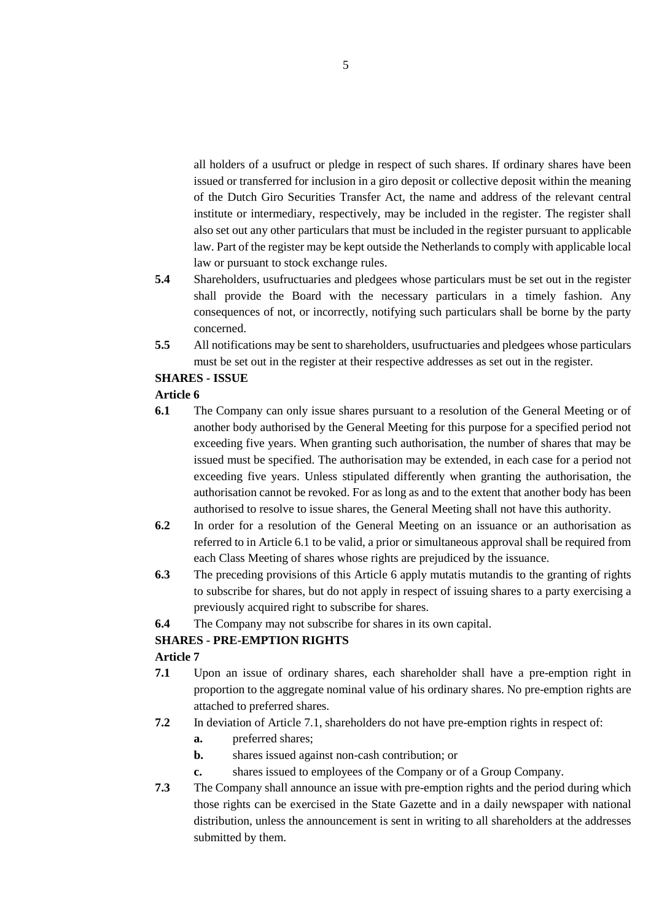all holders of a usufruct or pledge in respect of such shares. If ordinary shares have been issued or transferred for inclusion in a giro deposit or collective deposit within the meaning of the Dutch Giro Securities Transfer Act, the name and address of the relevant central institute or intermediary, respectively, may be included in the register. The register shall also set out any other particulars that must be included in the register pursuant to applicable law. Part of the register may be kept outside the Netherlands to comply with applicable local law or pursuant to stock exchange rules.

**5.4** Shareholders, usufructuaries and pledgees whose particulars must be set out in the register shall provide the Board with the necessary particulars in a timely fashion. Any consequences of not, or incorrectly, notifying such particulars shall be borne by the party concerned.

**5.5** All notifications may be sent to shareholders, usufructuaries and pledgees whose particulars must be set out in the register at their respective addresses as set out in the register.

**SHARES - ISSUE**

**Article 6**

**6.1** The Company can only issue shares pursuant to a resolution of the General Meeting or of another body authorised by the General Meeting for this purpose for a specified period not exceeding five years. When granting such authorisation, the number of shares that may be issued must be specified. The authorisation may be extended, in each case for a period not exceeding five years. Unless stipulated differently when granting the authorisation, the authorisation cannot be revoked. For as long as and to the extent that another body has been authorised to resolve to issue shares, the General Meeting shall not have this authority.

**6.2** In order for a resolution of the General Meeting on an issuance or an authorisation as referred to in Article 6.1 to be valid, a prior or simultaneous approval shall be required from each Class Meeting of shares whose rights are prejudiced by the issuance.

**6.3** The preceding provisions of this Article 6 apply mutatis mutandis to the granting of rights to subscribe for shares, but do not apply in respect of issuing shares to a party exercising a previously acquired right to subscribe for shares.

**6.4** The Company may not subscribe for shares in its own capital.

**SHARES - PRE-EMPTION RIGHTS**

**Article 7**

**7.1** Upon an issue of ordinary shares, each shareholder shall have a pre-emption right in proportion to the aggregate nominal value of his ordinary shares. No pre-emption rights are attached to preferred shares.

**7.2** In deviation of Article 7.1, shareholders do not have pre-emption rights in respect of:

- **a.** preferred shares;
- **b.** shares issued against non-cash contribution; or
- **c.** shares issued to employees of the Company or of a Group Company.

**7.3** The Company shall announce an issue with pre-emption rights and the period during which those rights can be exercised in the State Gazette and in a daily newspaper with national distribution, unless the announcement is sent in writing to all shareholders at the addresses submitted by them.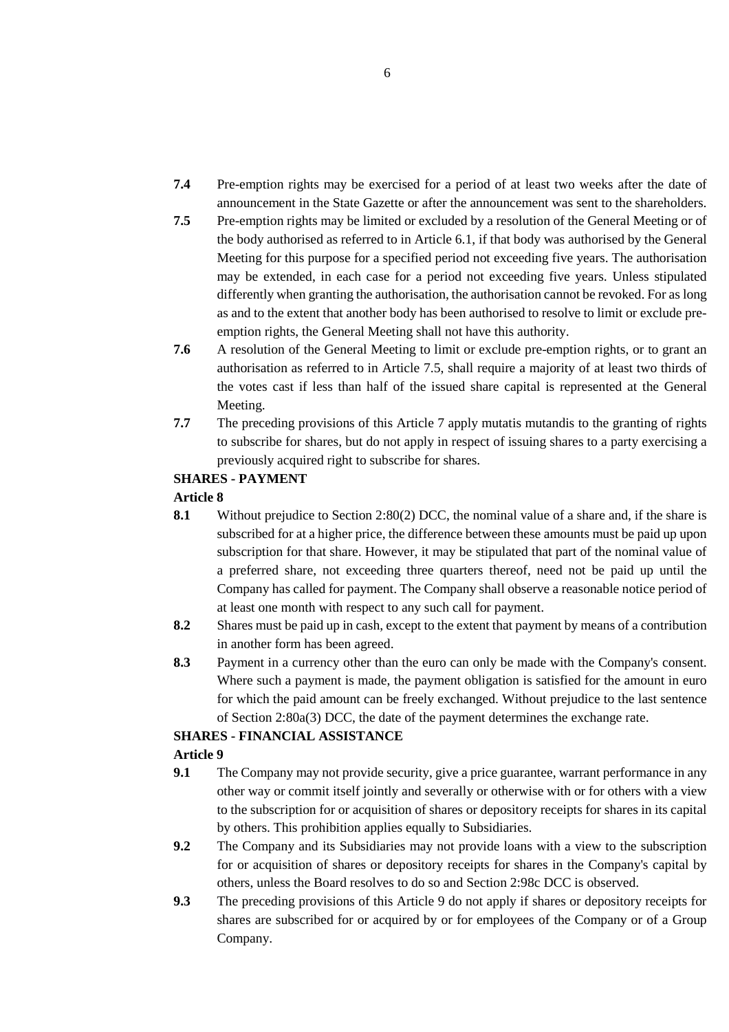**7.4** Pre-emption rights may be exercised for a period of at least two weeks after the date of announcement in the State Gazette or after the announcement was sent to the shareholders.

**7.5** Pre-emption rights may be limited or excluded by a resolution of the General Meeting or of the body authorised as referred to in Article 6.1, if that body was authorised by the General Meeting for this purpose for a specified period not exceeding five years. The authorisation may be extended, in each case for a period not exceeding five years. Unless stipulated differently when granting the authorisation, the authorisation cannot be revoked. For as long as and to the extent that another body has been authorised to resolve to limit or exclude pre-emption rights, the General Meeting shall not have this authority.

**7.6** A resolution of the General Meeting to limit or exclude pre-emption rights, or to grant an authorisation as referred to in Article 7.5, shall require a majority of at least two thirds of the votes cast if less than half of the issued share capital is represented at the General Meeting.

**7.7** The preceding provisions of this Article 7 apply mutatis mutandis to the granting of rights to subscribe for shares, but do not apply in respect of issuing shares to a party exercising a previously acquired right to subscribe for shares.

**SHARES - PAYMENT**

**Article 8**

**8.1** Without prejudice to Section 2:80(2) DCC, the nominal value of a share and, if the share is subscribed for at a higher price, the difference between these amounts must be paid up upon subscription for that share. However, it may be stipulated that part of the nominal value of a preferred share, not exceeding three quarters thereof, need not be paid up until the Company has called for payment. The Company shall observe a reasonable notice period of at least one month with respect to any such call for payment.

**8.2** Shares must be paid up in cash, except to the extent that payment by means of a contribution in another form has been agreed.

**8.3** Payment in a currency other than the euro can only be made with the Company's consent. Where such a payment is made, the payment obligation is satisfied for the amount in euro for which the paid amount can be freely exchanged. Without prejudice to the last sentence of Section 2:80a(3) DCC, the date of the payment determines the exchange rate.

**SHARES - FINANCIAL ASSISTANCE**

**Article 9**

**9.1** The Company may not provide security, give a price guarantee, warrant performance in any other way or commit itself jointly and severally or otherwise with or for others with a view to the subscription for or acquisition of shares or depository receipts for shares in its capital by others. This prohibition applies equally to Subsidiaries.

**9.2** The Company and its Subsidiaries may not provide loans with a view to the subscription for or acquisition of shares or depository receipts for shares in the Company's capital by others, unless the Board resolves to do so and Section 2:98c DCC is observed.

**9.3** The preceding provisions of this Article 9 do not apply if shares or depository receipts for shares are subscribed for or acquired by or for employees of the Company or of a Group Company.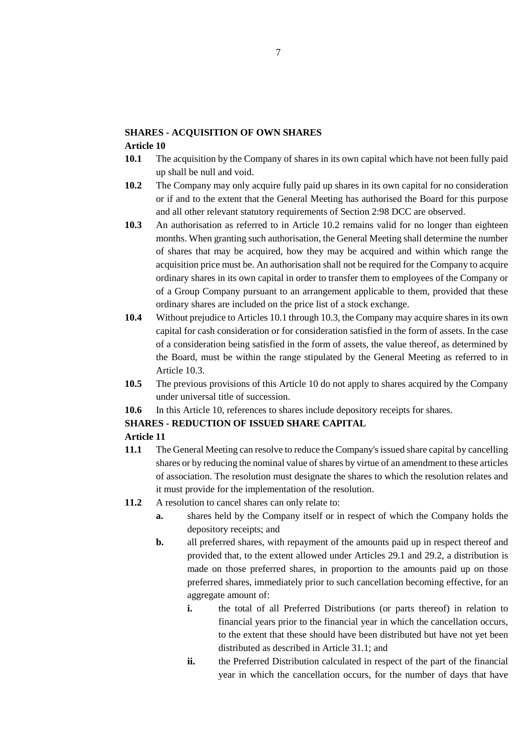**SHARES - ACQUISITION OF OWN SHARES**

**Article 10**

**10.1** The acquisition by the Company of shares in its own capital which have not been fully paid up shall be null and void.

**10.2** The Company may only acquire fully paid up shares in its own capital for no consideration or if and to the extent that the General Meeting has authorised the Board for this purpose and all other relevant statutory requirements of Section 2:98 DCC are observed.

**10.3** An authorisation as referred to in Article 10.2 remains valid for no longer than eighteen months. When granting such authorisation, the General Meeting shall determine the number of shares that may be acquired, how they may be acquired and within which range the acquisition price must be. An authorisation shall not be required for the Company to acquire ordinary shares in its own capital in order to transfer them to employees of the Company or of a Group Company pursuant to an arrangement applicable to them, provided that these ordinary shares are included on the price list of a stock exchange.

**10.4** Without prejudice to Articles 10.1 through 10.3, the Company may acquire shares in its own capital for cash consideration or for consideration satisfied in the form of assets. In the case of a consideration being satisfied in the form of assets, the value thereof, as determined by the Board, must be within the range stipulated by the General Meeting as referred to in Article 10.3.

**10.5** The previous provisions of this Article 10 do not apply to shares acquired by the Company under universal title of succession.

**10.6** In this Article 10, references to shares include depository receipts for shares.

**SHARES - REDUCTION OF ISSUED SHARE CAPITAL**

**Article 11**

**11.1** The General Meeting can resolve to reduce the Company's issued share capital by cancelling shares or by reducing the nominal value of shares by virtue of an amendment to these articles of association. The resolution must designate the shares to which the resolution relates and it must provide for the implementation of the resolution.

**11.2** A resolution to cancel shares can only relate to:

- **a.** shares held by the Company itself or in respect of which the Company holds the depository receipts; and
- **b.** all preferred shares, with repayment of the amounts paid up in respect thereof and provided that, to the extent allowed under Articles 29.1 and 29.2, a distribution is made on those preferred shares, in proportion to the amounts paid up on those preferred shares, immediately prior to such cancellation becoming effective, for an aggregate amount of:
  - **i.** the total of all Preferred Distributions (or parts thereof) in relation to financial years prior to the financial year in which the cancellation occurs, to the extent that these should have been distributed but have not yet been distributed as described in Article 31.1; and
  - **ii.** the Preferred Distribution calculated in respect of the part of the financial year in which the cancellation occurs, for the number of days that have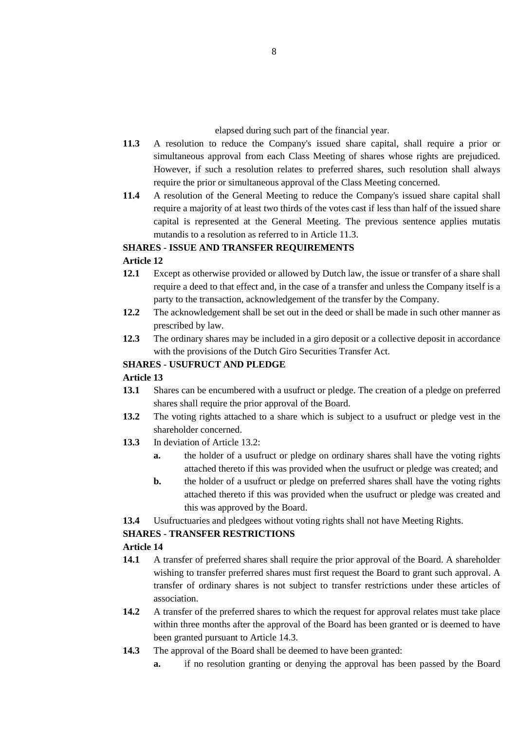elapsed during such part of the financial year.

**11.3** A resolution to reduce the Company's issued share capital, shall require a prior or simultaneous approval from each Class Meeting of shares whose rights are prejudiced. However, if such a resolution relates to preferred shares, such resolution shall always require the prior or simultaneous approval of the Class Meeting concerned.

**11.4** A resolution of the General Meeting to reduce the Company's issued share capital shall require a majority of at least two thirds of the votes cast if less than half of the issued share capital is represented at the General Meeting. The previous sentence applies mutatis mutandis to a resolution as referred to in Article 11.3.

**SHARES - ISSUE AND TRANSFER REQUIREMENTS**

**Article 12**

**12.1** Except as otherwise provided or allowed by Dutch law, the issue or transfer of a share shall require a deed to that effect and, in the case of a transfer and unless the Company itself is a party to the transaction, acknowledgement of the transfer by the Company.

**12.2** The acknowledgement shall be set out in the deed or shall be made in such other manner as prescribed by law.

**12.3** The ordinary shares may be included in a giro deposit or a collective deposit in accordance with the provisions of the Dutch Giro Securities Transfer Act.

**SHARES - USUFRUCT AND PLEDGE**

**Article 13**

**13.1** Shares can be encumbered with a usufruct or pledge. The creation of a pledge on preferred shares shall require the prior approval of the Board.

**13.2** The voting rights attached to a share which is subject to a usufruct or pledge vest in the shareholder concerned.

**13.3** In deviation of Article 13.2:

- **a.** the holder of a usufruct or pledge on ordinary shares shall have the voting rights attached thereto if this was provided when the usufruct or pledge was created; and
- **b.** the holder of a usufruct or pledge on preferred shares shall have the voting rights attached thereto if this was provided when the usufruct or pledge was created and this was approved by the Board.

**13.4** Usufructuaries and pledgees without voting rights shall not have Meeting Rights.

**SHARES - TRANSFER RESTRICTIONS**

**Article 14**

**14.1** A transfer of preferred shares shall require the prior approval of the Board. A shareholder wishing to transfer preferred shares must first request the Board to grant such approval. A transfer of ordinary shares is not subject to transfer restrictions under these articles of association.

**14.2** A transfer of the preferred shares to which the request for approval relates must take place within three months after the approval of the Board has been granted or is deemed to have been granted pursuant to Article 14.3.

**14.3** The approval of the Board shall be deemed to have been granted:

- **a.** if no resolution granting or denying the approval has been passed by the Board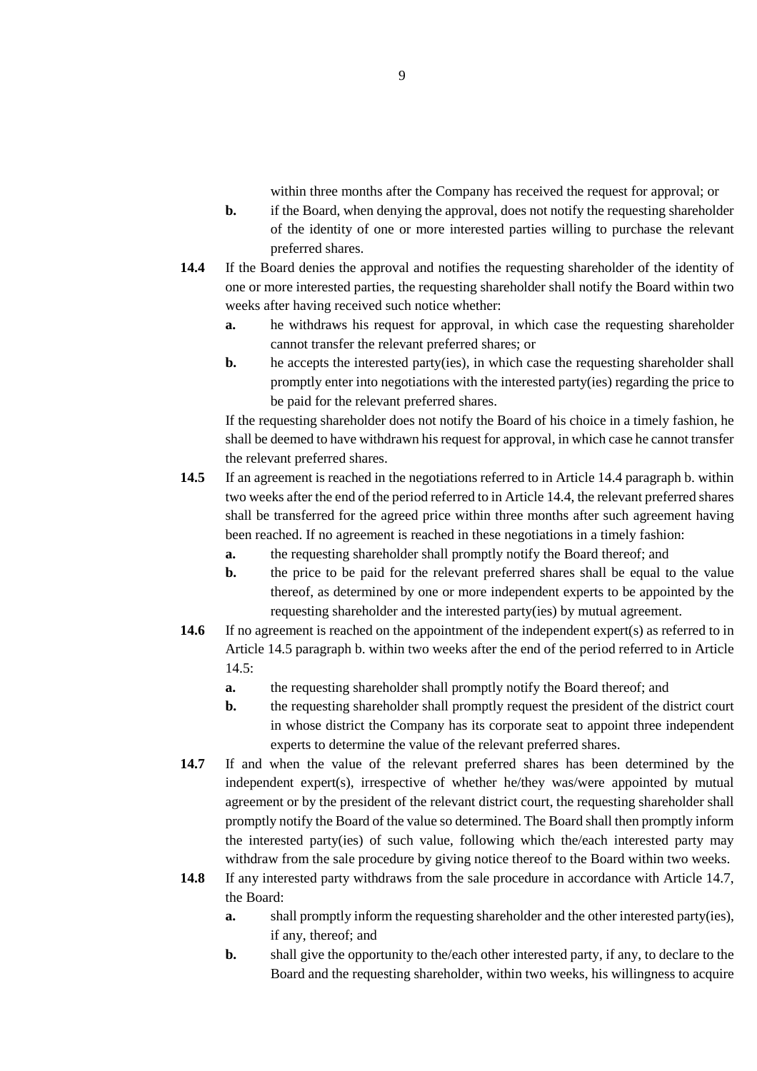within three months after the Company has received the request for approval; or

**b.** if the Board, when denying the approval, does not notify the requesting shareholder of the identity of one or more interested parties willing to purchase the relevant preferred shares.

**14.4** If the Board denies the approval and notifies the requesting shareholder of the identity of one or more interested parties, the requesting shareholder shall notify the Board within two weeks after having received such notice whether:

**a.** he withdraws his request for approval, in which case the requesting shareholder cannot transfer the relevant preferred shares; or

**b.** he accepts the interested party(ies), in which case the requesting shareholder shall promptly enter into negotiations with the interested party(ies) regarding the price to be paid for the relevant preferred shares.

If the requesting shareholder does not notify the Board of his choice in a timely fashion, he shall be deemed to have withdrawn his request for approval, in which case he cannot transfer the relevant preferred shares.

**14.5** If an agreement is reached in the negotiations referred to in Article 14.4 paragraph b. within two weeks after the end of the period referred to in Article 14.4, the relevant preferred shares shall be transferred for the agreed price within three months after such agreement having been reached. If no agreement is reached in these negotiations in a timely fashion:

**a.** the requesting shareholder shall promptly notify the Board thereof; and

**b.** the price to be paid for the relevant preferred shares shall be equal to the value thereof, as determined by one or more independent experts to be appointed by the requesting shareholder and the interested party(ies) by mutual agreement.

**14.6** If no agreement is reached on the appointment of the independent expert(s) as referred to in Article 14.5 paragraph b. within two weeks after the end of the period referred to in Article 14.5:

**a.** the requesting shareholder shall promptly notify the Board thereof; and

**b.** the requesting shareholder shall promptly request the president of the district court in whose district the Company has its corporate seat to appoint three independent experts to determine the value of the relevant preferred shares.

**14.7** If and when the value of the relevant preferred shares has been determined by the independent expert(s), irrespective of whether he/they was/were appointed by mutual agreement or by the president of the relevant district court, the requesting shareholder shall promptly notify the Board of the value so determined. The Board shall then promptly inform the interested party(ies) of such value, following which the/each interested party may withdraw from the sale procedure by giving notice thereof to the Board within two weeks.

**14.8** If any interested party withdraws from the sale procedure in accordance with Article 14.7, the Board:

**a.** shall promptly inform the requesting shareholder and the other interested party(ies), if any, thereof; and

**b.** shall give the opportunity to the/each other interested party, if any, to declare to the Board and the requesting shareholder, within two weeks, his willingness to acquire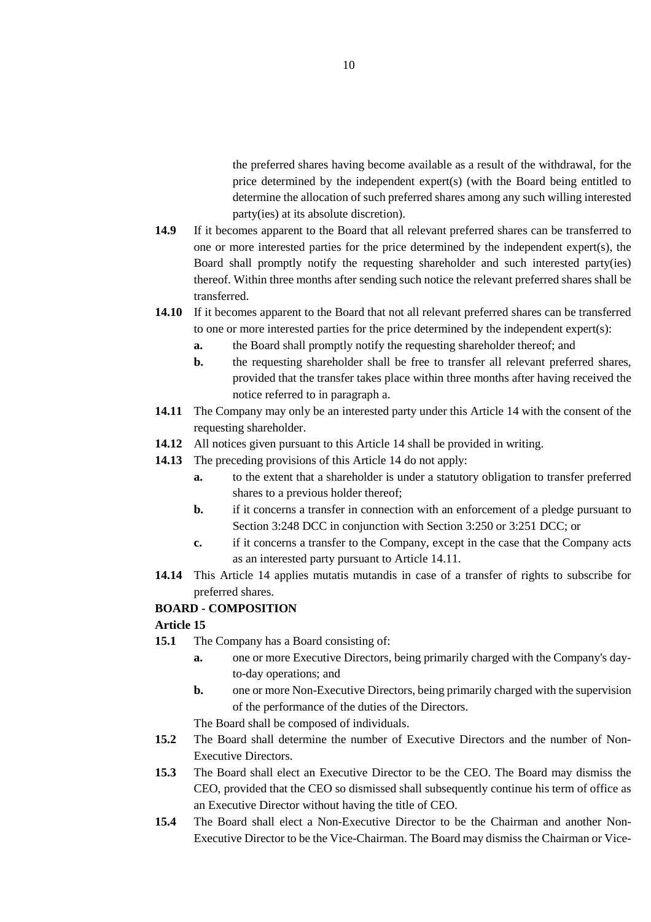the preferred shares having become available as a result of the withdrawal, for the price determined by the independent expert(s) (with the Board being entitled to determine the allocation of such preferred shares among any such willing interested party(ies) at its absolute discretion).

**14.9** If it becomes apparent to the Board that all relevant preferred shares can be transferred to one or more interested parties for the price determined by the independent expert(s), the Board shall promptly notify the requesting shareholder and such interested party(ies) thereof. Within three months after sending such notice the relevant preferred shares shall be transferred.

**14.10** If it becomes apparent to the Board that not all relevant preferred shares can be transferred to one or more interested parties for the price determined by the independent expert(s):

- **a.** the Board shall promptly notify the requesting shareholder thereof; and
- **b.** the requesting shareholder shall be free to transfer all relevant preferred shares, provided that the transfer takes place within three months after having received the notice referred to in paragraph a.

**14.11** The Company may only be an interested party under this Article 14 with the consent of the requesting shareholder.

**14.12** All notices given pursuant to this Article 14 shall be provided in writing.

**14.13** The preceding provisions of this Article 14 do not apply:

- **a.** to the extent that a shareholder is under a statutory obligation to transfer preferred shares to a previous holder thereof;
- **b.** if it concerns a transfer in connection with an enforcement of a pledge pursuant to Section 3:248 DCC in conjunction with Section 3:250 or 3:251 DCC; or
- **c.** if it concerns a transfer to the Company, except in the case that the Company acts as an interested party pursuant to Article 14.11.

**14.14** This Article 14 applies mutatis mutandis in case of a transfer of rights to subscribe for preferred shares.

**BOARD - COMPOSITION**

**Article 15**

**15.1** The Company has a Board consisting of:

- **a.** one or more Executive Directors, being primarily charged with the Company's day-to-day operations; and
- **b.** one or more Non-Executive Directors, being primarily charged with the supervision of the performance of the duties of the Directors.

The Board shall be composed of individuals.

**15.2** The Board shall determine the number of Executive Directors and the number of Non-Executive Directors.

**15.3** The Board shall elect an Executive Director to be the CEO. The Board may dismiss the CEO, provided that the CEO so dismissed shall subsequently continue his term of office as an Executive Director without having the title of CEO.

**15.4** The Board shall elect a Non-Executive Director to be the Chairman and another Non-Executive Director to be the Vice-Chairman. The Board may dismiss the Chairman or Vice-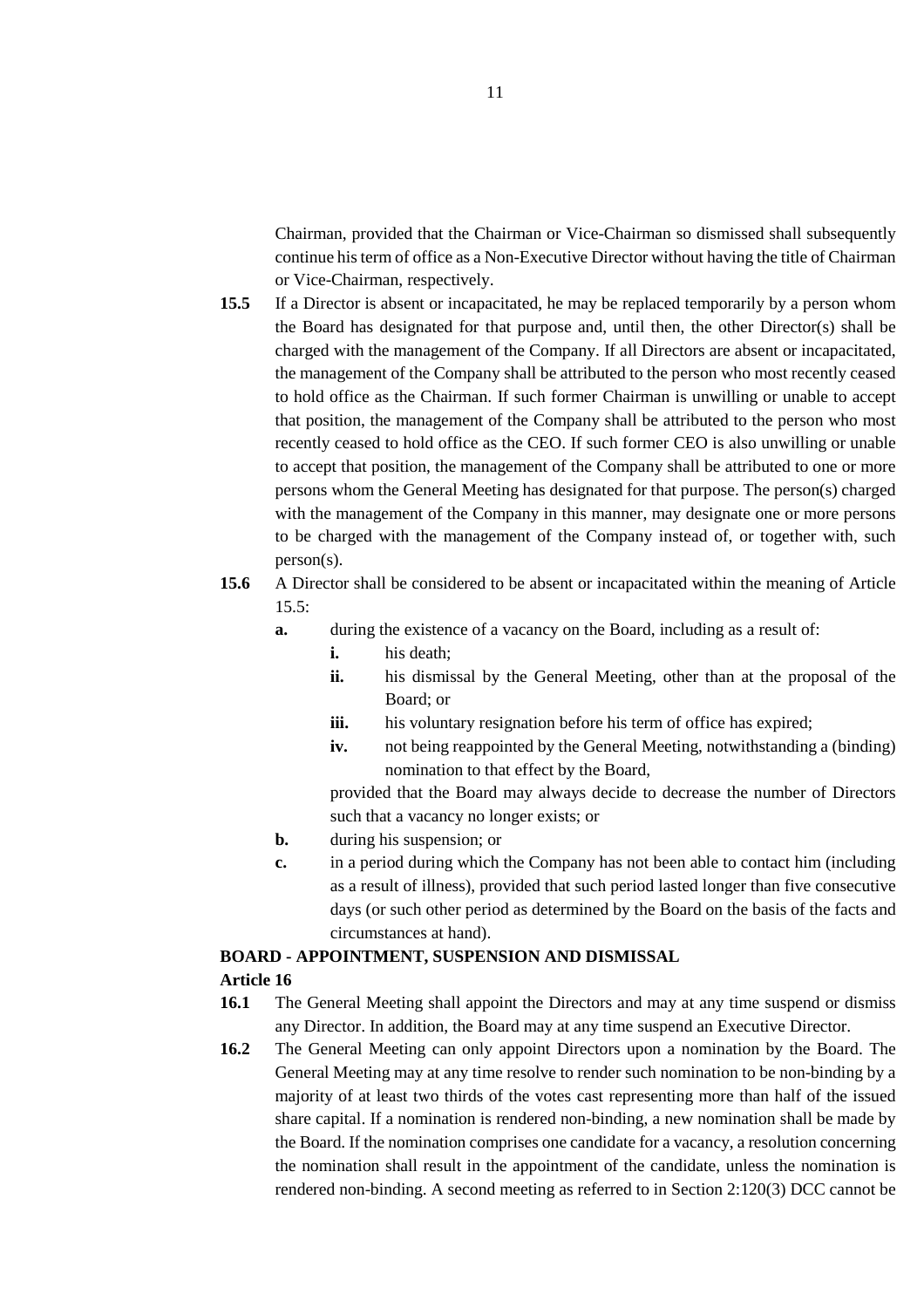Chairman, provided that the Chairman or Vice-Chairman so dismissed shall subsequently continue his term of office as a Non-Executive Director without having the title of Chairman or Vice-Chairman, respectively.

**15.5** If a Director is absent or incapacitated, he may be replaced temporarily by a person whom the Board has designated for that purpose and, until then, the other Director(s) shall be charged with the management of the Company. If all Directors are absent or incapacitated, the management of the Company shall be attributed to the person who most recently ceased to hold office as the Chairman. If such former Chairman is unwilling or unable to accept that position, the management of the Company shall be attributed to the person who most recently ceased to hold office as the CEO. If such former CEO is also unwilling or unable to accept that position, the management of the Company shall be attributed to one or more persons whom the General Meeting has designated for that purpose. The person(s) charged with the management of the Company in this manner, may designate one or more persons to be charged with the management of the Company instead of, or together with, such person(s).

**15.6** A Director shall be considered to be absent or incapacitated within the meaning of Article 15.5:

- **a.** during the existence of a vacancy on the Board, including as a result of:
  - **i.** his death;
  - **ii.** his dismissal by the General Meeting, other than at the proposal of the Board; or
  - **iii.** his voluntary resignation before his term of office has expired;
  - **iv.** not being reappointed by the General Meeting, notwithstanding a (binding) nomination to that effect by the Board,

  provided that the Board may always decide to decrease the number of Directors such that a vacancy no longer exists; or
- **b.** during his suspension; or
- **c.** in a period during which the Company has not been able to contact him (including as a result of illness), provided that such period lasted longer than five consecutive days (or such other period as determined by the Board on the basis of the facts and circumstances at hand).

**BOARD - APPOINTMENT, SUSPENSION AND DISMISSAL**

**Article 16**

**16.1** The General Meeting shall appoint the Directors and may at any time suspend or dismiss any Director. In addition, the Board may at any time suspend an Executive Director.

**16.2** The General Meeting can only appoint Directors upon a nomination by the Board. The General Meeting may at any time resolve to render such nomination to be non-binding by a majority of at least two thirds of the votes cast representing more than half of the issued share capital. If a nomination is rendered non-binding, a new nomination shall be made by the Board. If the nomination comprises one candidate for a vacancy, a resolution concerning the nomination shall result in the appointment of the candidate, unless the nomination is rendered non-binding. A second meeting as referred to in Section 2:120(3) DCC cannot be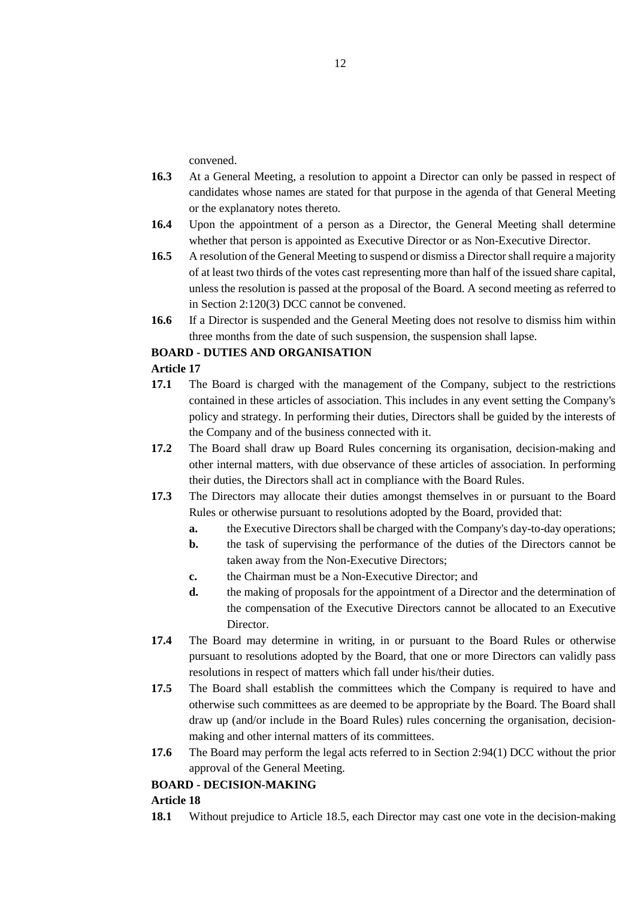convened.

**16.3** At a General Meeting, a resolution to appoint a Director can only be passed in respect of candidates whose names are stated for that purpose in the agenda of that General Meeting or the explanatory notes thereto.

**16.4** Upon the appointment of a person as a Director, the General Meeting shall determine whether that person is appointed as Executive Director or as Non-Executive Director.

**16.5** A resolution of the General Meeting to suspend or dismiss a Director shall require a majority of at least two thirds of the votes cast representing more than half of the issued share capital, unless the resolution is passed at the proposal of the Board. A second meeting as referred to in Section 2:120(3) DCC cannot be convened.

**16.6** If a Director is suspended and the General Meeting does not resolve to dismiss him within three months from the date of such suspension, the suspension shall lapse.

**BOARD - DUTIES AND ORGANISATION**

**Article 17**

**17.1** The Board is charged with the management of the Company, subject to the restrictions contained in these articles of association. This includes in any event setting the Company's policy and strategy. In performing their duties, Directors shall be guided by the interests of the Company and of the business connected with it.

**17.2** The Board shall draw up Board Rules concerning its organisation, decision-making and other internal matters, with due observance of these articles of association. In performing their duties, the Directors shall act in compliance with the Board Rules.

**17.3** The Directors may allocate their duties amongst themselves in or pursuant to the Board Rules or otherwise pursuant to resolutions adopted by the Board, provided that:

- **a.** the Executive Directors shall be charged with the Company's day-to-day operations;
- **b.** the task of supervising the performance of the duties of the Directors cannot be taken away from the Non-Executive Directors;
- **c.** the Chairman must be a Non-Executive Director; and
- **d.** the making of proposals for the appointment of a Director and the determination of the compensation of the Executive Directors cannot be allocated to an Executive Director.

**17.4** The Board may determine in writing, in or pursuant to the Board Rules or otherwise pursuant to resolutions adopted by the Board, that one or more Directors can validly pass resolutions in respect of matters which fall under his/their duties.

**17.5** The Board shall establish the committees which the Company is required to have and otherwise such committees as are deemed to be appropriate by the Board. The Board shall draw up (and/or include in the Board Rules) rules concerning the organisation, decision-making and other internal matters of its committees.

**17.6** The Board may perform the legal acts referred to in Section 2:94(1) DCC without the prior approval of the General Meeting.

**BOARD - DECISION-MAKING**

**Article 18**

**18.1** Without prejudice to Article 18.5, each Director may cast one vote in the decision-making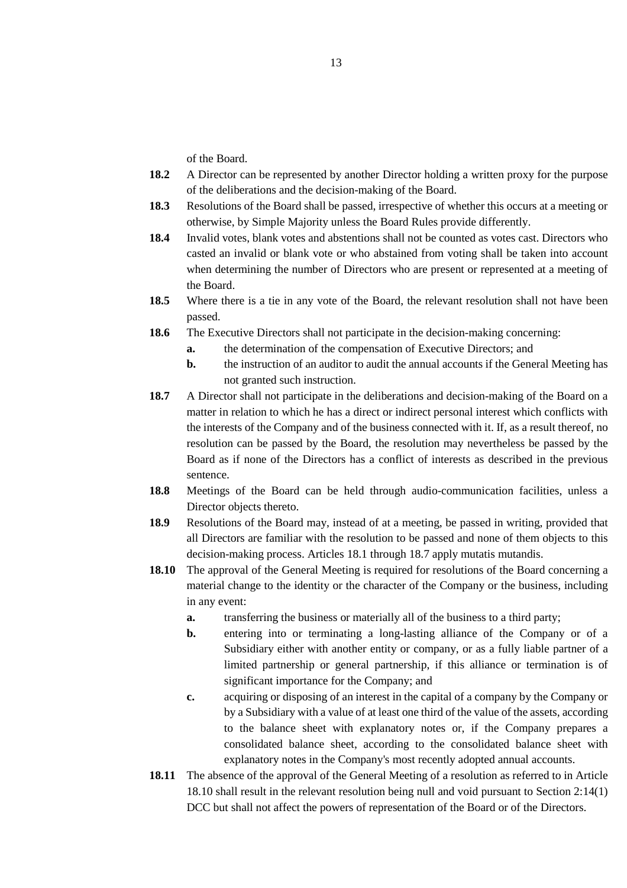of the Board.

**18.2** A Director can be represented by another Director holding a written proxy for the purpose of the deliberations and the decision-making of the Board.

**18.3** Resolutions of the Board shall be passed, irrespective of whether this occurs at a meeting or otherwise, by Simple Majority unless the Board Rules provide differently.

**18.4** Invalid votes, blank votes and abstentions shall not be counted as votes cast. Directors who casted an invalid or blank vote or who abstained from voting shall be taken into account when determining the number of Directors who are present or represented at a meeting of the Board.

**18.5** Where there is a tie in any vote of the Board, the relevant resolution shall not have been passed.

**18.6** The Executive Directors shall not participate in the decision-making concerning:

- **a.** the determination of the compensation of Executive Directors; and
- **b.** the instruction of an auditor to audit the annual accounts if the General Meeting has not granted such instruction.

**18.7** A Director shall not participate in the deliberations and decision-making of the Board on a matter in relation to which he has a direct or indirect personal interest which conflicts with the interests of the Company and of the business connected with it. If, as a result thereof, no resolution can be passed by the Board, the resolution may nevertheless be passed by the Board as if none of the Directors has a conflict of interests as described in the previous sentence.

**18.8** Meetings of the Board can be held through audio-communication facilities, unless a Director objects thereto.

**18.9** Resolutions of the Board may, instead of at a meeting, be passed in writing, provided that all Directors are familiar with the resolution to be passed and none of them objects to this decision-making process. Articles 18.1 through 18.7 apply mutatis mutandis.

**18.10** The approval of the General Meeting is required for resolutions of the Board concerning a material change to the identity or the character of the Company or the business, including in any event:

- **a.** transferring the business or materially all of the business to a third party;
- **b.** entering into or terminating a long-lasting alliance of the Company or of a Subsidiary either with another entity or company, or as a fully liable partner of a limited partnership or general partnership, if this alliance or termination is of significant importance for the Company; and
- **c.** acquiring or disposing of an interest in the capital of a company by the Company or by a Subsidiary with a value of at least one third of the value of the assets, according to the balance sheet with explanatory notes or, if the Company prepares a consolidated balance sheet, according to the consolidated balance sheet with explanatory notes in the Company's most recently adopted annual accounts.

**18.11** The absence of the approval of the General Meeting of a resolution as referred to in Article 18.10 shall result in the relevant resolution being null and void pursuant to Section 2:14(1) DCC but shall not affect the powers of representation of the Board or of the Directors.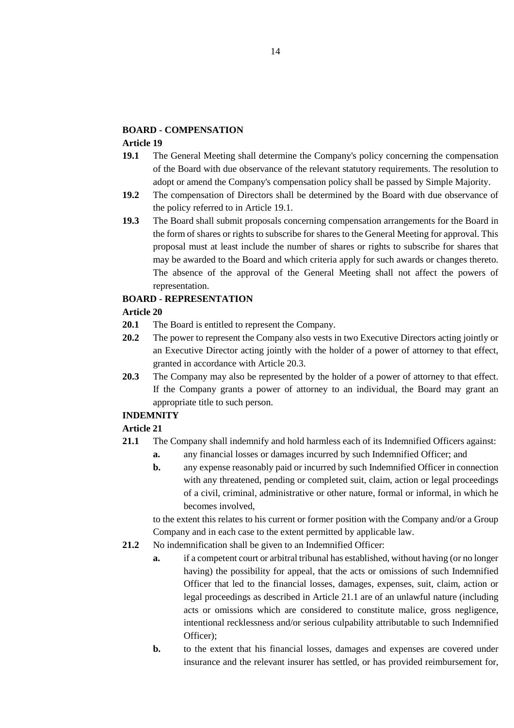**BOARD - COMPENSATION**

**Article 19**

**19.1** The General Meeting shall determine the Company's policy concerning the compensation of the Board with due observance of the relevant statutory requirements. The resolution to adopt or amend the Company's compensation policy shall be passed by Simple Majority.

**19.2** The compensation of Directors shall be determined by the Board with due observance of the policy referred to in Article 19.1.

**19.3** The Board shall submit proposals concerning compensation arrangements for the Board in the form of shares or rights to subscribe for shares to the General Meeting for approval. This proposal must at least include the number of shares or rights to subscribe for shares that may be awarded to the Board and which criteria apply for such awards or changes thereto. The absence of the approval of the General Meeting shall not affect the powers of representation.

**BOARD - REPRESENTATION**

**Article 20**

**20.1** The Board is entitled to represent the Company.

**20.2** The power to represent the Company also vests in two Executive Directors acting jointly or an Executive Director acting jointly with the holder of a power of attorney to that effect, granted in accordance with Article 20.3.

**20.3** The Company may also be represented by the holder of a power of attorney to that effect. If the Company grants a power of attorney to an individual, the Board may grant an appropriate title to such person.

**INDEMNITY**

**Article 21**

**21.1** The Company shall indemnify and hold harmless each of its Indemnified Officers against:

- **a.** any financial losses or damages incurred by such Indemnified Officer; and
- **b.** any expense reasonably paid or incurred by such Indemnified Officer in connection with any threatened, pending or completed suit, claim, action or legal proceedings of a civil, criminal, administrative or other nature, formal or informal, in which he becomes involved,

to the extent this relates to his current or former position with the Company and/or a Group Company and in each case to the extent permitted by applicable law.

**21.2** No indemnification shall be given to an Indemnified Officer:

- **a.** if a competent court or arbitral tribunal has established, without having (or no longer having) the possibility for appeal, that the acts or omissions of such Indemnified Officer that led to the financial losses, damages, expenses, suit, claim, action or legal proceedings as described in Article 21.1 are of an unlawful nature (including acts or omissions which are considered to constitute malice, gross negligence, intentional recklessness and/or serious culpability attributable to such Indemnified Officer);
- **b.** to the extent that his financial losses, damages and expenses are covered under insurance and the relevant insurer has settled, or has provided reimbursement for,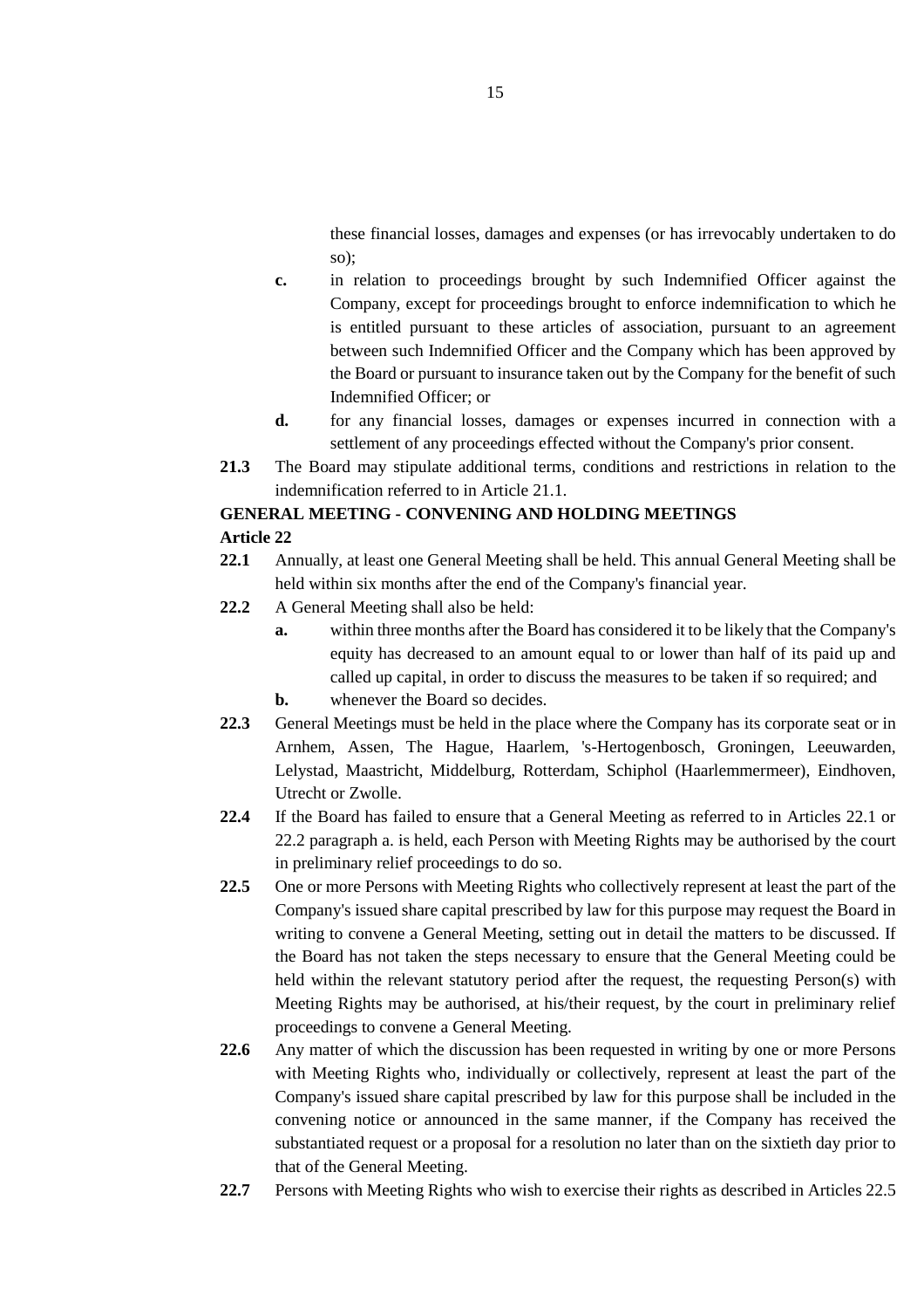these financial losses, damages and expenses (or has irrevocably undertaken to do so);

- **c.** in relation to proceedings brought by such Indemnified Officer against the Company, except for proceedings brought to enforce indemnification to which he is entitled pursuant to these articles of association, pursuant to an agreement between such Indemnified Officer and the Company which has been approved by the Board or pursuant to insurance taken out by the Company for the benefit of such Indemnified Officer; or
- **d.** for any financial losses, damages or expenses incurred in connection with a settlement of any proceedings effected without the Company's prior consent.

**21.3** The Board may stipulate additional terms, conditions and restrictions in relation to the indemnification referred to in Article 21.1.

**GENERAL MEETING - CONVENING AND HOLDING MEETINGS**

**Article 22**

**22.1** Annually, at least one General Meeting shall be held. This annual General Meeting shall be held within six months after the end of the Company's financial year.

**22.2** A General Meeting shall also be held:

- **a.** within three months after the Board has considered it to be likely that the Company's equity has decreased to an amount equal to or lower than half of its paid up and called up capital, in order to discuss the measures to be taken if so required; and
- **b.** whenever the Board so decides.

**22.3** General Meetings must be held in the place where the Company has its corporate seat or in Arnhem, Assen, The Hague, Haarlem, 's-Hertogenbosch, Groningen, Leeuwarden, Lelystad, Maastricht, Middelburg, Rotterdam, Schiphol (Haarlemmermeer), Eindhoven, Utrecht or Zwolle.

**22.4** If the Board has failed to ensure that a General Meeting as referred to in Articles 22.1 or 22.2 paragraph a. is held, each Person with Meeting Rights may be authorised by the court in preliminary relief proceedings to do so.

**22.5** One or more Persons with Meeting Rights who collectively represent at least the part of the Company's issued share capital prescribed by law for this purpose may request the Board in writing to convene a General Meeting, setting out in detail the matters to be discussed. If the Board has not taken the steps necessary to ensure that the General Meeting could be held within the relevant statutory period after the request, the requesting Person(s) with Meeting Rights may be authorised, at his/their request, by the court in preliminary relief proceedings to convene a General Meeting.

**22.6** Any matter of which the discussion has been requested in writing by one or more Persons with Meeting Rights who, individually or collectively, represent at least the part of the Company's issued share capital prescribed by law for this purpose shall be included in the convening notice or announced in the same manner, if the Company has received the substantiated request or a proposal for a resolution no later than on the sixtieth day prior to that of the General Meeting.

**22.7** Persons with Meeting Rights who wish to exercise their rights as described in Articles 22.5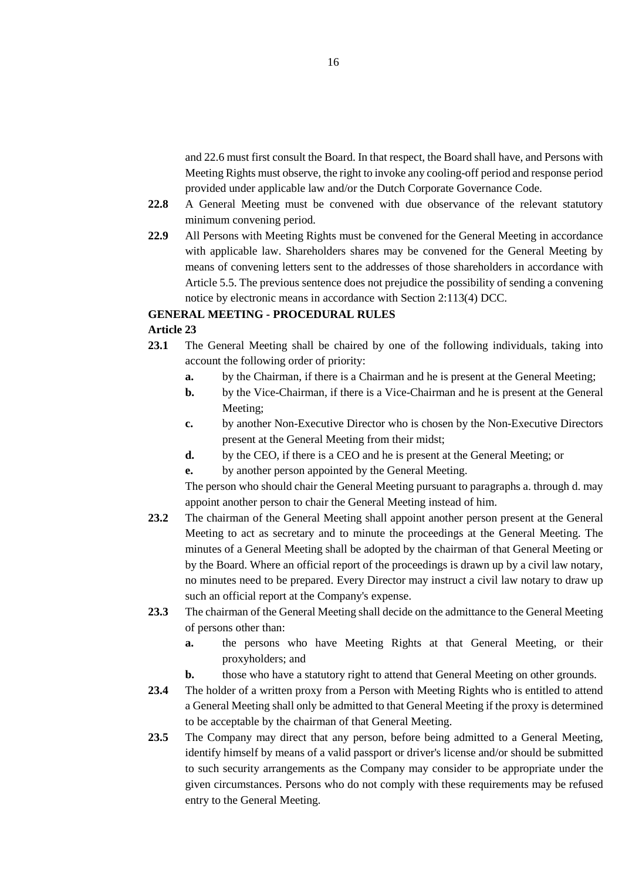and 22.6 must first consult the Board. In that respect, the Board shall have, and Persons with Meeting Rights must observe, the right to invoke any cooling-off period and response period provided under applicable law and/or the Dutch Corporate Governance Code.

**22.8** A General Meeting must be convened with due observance of the relevant statutory minimum convening period.

**22.9** All Persons with Meeting Rights must be convened for the General Meeting in accordance with applicable law. Shareholders shares may be convened for the General Meeting by means of convening letters sent to the addresses of those shareholders in accordance with Article 5.5. The previous sentence does not prejudice the possibility of sending a convening notice by electronic means in accordance with Section 2:113(4) DCC.

**GENERAL MEETING - PROCEDURAL RULES**

**Article 23**

**23.1** The General Meeting shall be chaired by one of the following individuals, taking into account the following order of priority:

- **a.** by the Chairman, if there is a Chairman and he is present at the General Meeting;
- **b.** by the Vice-Chairman, if there is a Vice-Chairman and he is present at the General Meeting;
- **c.** by another Non-Executive Director who is chosen by the Non-Executive Directors present at the General Meeting from their midst;
- **d.** by the CEO, if there is a CEO and he is present at the General Meeting; or
- **e.** by another person appointed by the General Meeting.

The person who should chair the General Meeting pursuant to paragraphs a. through d. may appoint another person to chair the General Meeting instead of him.

**23.2** The chairman of the General Meeting shall appoint another person present at the General Meeting to act as secretary and to minute the proceedings at the General Meeting. The minutes of a General Meeting shall be adopted by the chairman of that General Meeting or by the Board. Where an official report of the proceedings is drawn up by a civil law notary, no minutes need to be prepared. Every Director may instruct a civil law notary to draw up such an official report at the Company's expense.

**23.3** The chairman of the General Meeting shall decide on the admittance to the General Meeting of persons other than:

- **a.** the persons who have Meeting Rights at that General Meeting, or their proxyholders; and
- **b.** those who have a statutory right to attend that General Meeting on other grounds.

**23.4** The holder of a written proxy from a Person with Meeting Rights who is entitled to attend a General Meeting shall only be admitted to that General Meeting if the proxy is determined to be acceptable by the chairman of that General Meeting.

**23.5** The Company may direct that any person, before being admitted to a General Meeting, identify himself by means of a valid passport or driver's license and/or should be submitted to such security arrangements as the Company may consider to be appropriate under the given circumstances. Persons who do not comply with these requirements may be refused entry to the General Meeting.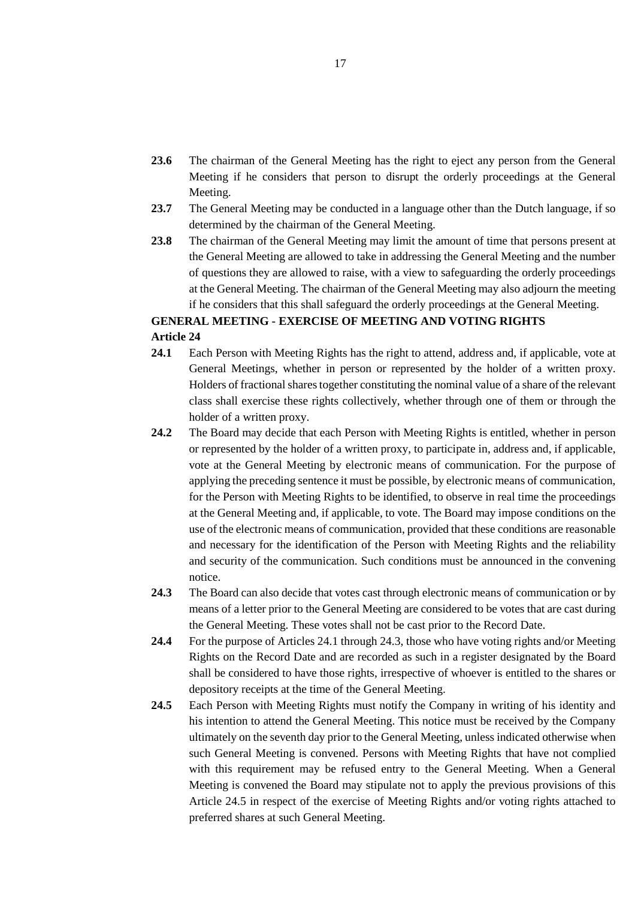**23.6** The chairman of the General Meeting has the right to eject any person from the General Meeting if he considers that person to disrupt the orderly proceedings at the General Meeting.

**23.7** The General Meeting may be conducted in a language other than the Dutch language, if so determined by the chairman of the General Meeting.

**23.8** The chairman of the General Meeting may limit the amount of time that persons present at the General Meeting are allowed to take in addressing the General Meeting and the number of questions they are allowed to raise, with a view to safeguarding the orderly proceedings at the General Meeting. The chairman of the General Meeting may also adjourn the meeting if he considers that this shall safeguard the orderly proceedings at the General Meeting.

**GENERAL MEETING - EXERCISE OF MEETING AND VOTING RIGHTS**

**Article 24**

**24.1** Each Person with Meeting Rights has the right to attend, address and, if applicable, vote at General Meetings, whether in person or represented by the holder of a written proxy. Holders of fractional shares together constituting the nominal value of a share of the relevant class shall exercise these rights collectively, whether through one of them or through the holder of a written proxy.

**24.2** The Board may decide that each Person with Meeting Rights is entitled, whether in person or represented by the holder of a written proxy, to participate in, address and, if applicable, vote at the General Meeting by electronic means of communication. For the purpose of applying the preceding sentence it must be possible, by electronic means of communication, for the Person with Meeting Rights to be identified, to observe in real time the proceedings at the General Meeting and, if applicable, to vote. The Board may impose conditions on the use of the electronic means of communication, provided that these conditions are reasonable and necessary for the identification of the Person with Meeting Rights and the reliability and security of the communication. Such conditions must be announced in the convening notice.

**24.3** The Board can also decide that votes cast through electronic means of communication or by means of a letter prior to the General Meeting are considered to be votes that are cast during the General Meeting. These votes shall not be cast prior to the Record Date.

**24.4** For the purpose of Articles 24.1 through 24.3, those who have voting rights and/or Meeting Rights on the Record Date and are recorded as such in a register designated by the Board shall be considered to have those rights, irrespective of whoever is entitled to the shares or depository receipts at the time of the General Meeting.

**24.5** Each Person with Meeting Rights must notify the Company in writing of his identity and his intention to attend the General Meeting. This notice must be received by the Company ultimately on the seventh day prior to the General Meeting, unless indicated otherwise when such General Meeting is convened. Persons with Meeting Rights that have not complied with this requirement may be refused entry to the General Meeting. When a General Meeting is convened the Board may stipulate not to apply the previous provisions of this Article 24.5 in respect of the exercise of Meeting Rights and/or voting rights attached to preferred shares at such General Meeting.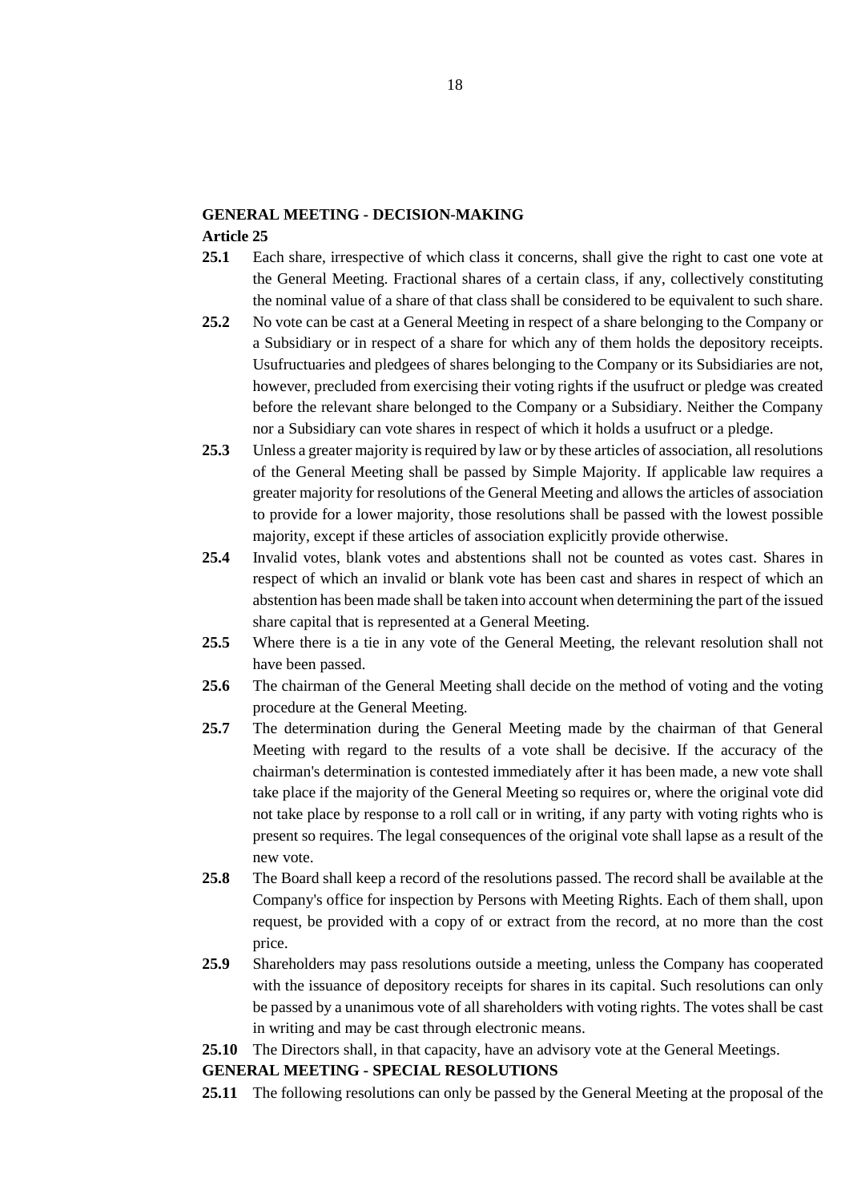**GENERAL MEETING - DECISION-MAKING**

**Article 25**

**25.1** Each share, irrespective of which class it concerns, shall give the right to cast one vote at the General Meeting. Fractional shares of a certain class, if any, collectively constituting the nominal value of a share of that class shall be considered to be equivalent to such share.

**25.2** No vote can be cast at a General Meeting in respect of a share belonging to the Company or a Subsidiary or in respect of a share for which any of them holds the depository receipts. Usufructuaries and pledgees of shares belonging to the Company or its Subsidiaries are not, however, precluded from exercising their voting rights if the usufruct or pledge was created before the relevant share belonged to the Company or a Subsidiary. Neither the Company nor a Subsidiary can vote shares in respect of which it holds a usufruct or a pledge.

**25.3** Unless a greater majority is required by law or by these articles of association, all resolutions of the General Meeting shall be passed by Simple Majority. If applicable law requires a greater majority for resolutions of the General Meeting and allows the articles of association to provide for a lower majority, those resolutions shall be passed with the lowest possible majority, except if these articles of association explicitly provide otherwise.

**25.4** Invalid votes, blank votes and abstentions shall not be counted as votes cast. Shares in respect of which an invalid or blank vote has been cast and shares in respect of which an abstention has been made shall be taken into account when determining the part of the issued share capital that is represented at a General Meeting.

**25.5** Where there is a tie in any vote of the General Meeting, the relevant resolution shall not have been passed.

**25.6** The chairman of the General Meeting shall decide on the method of voting and the voting procedure at the General Meeting.

**25.7** The determination during the General Meeting made by the chairman of that General Meeting with regard to the results of a vote shall be decisive. If the accuracy of the chairman's determination is contested immediately after it has been made, a new vote shall take place if the majority of the General Meeting so requires or, where the original vote did not take place by response to a roll call or in writing, if any party with voting rights who is present so requires. The legal consequences of the original vote shall lapse as a result of the new vote.

**25.8** The Board shall keep a record of the resolutions passed. The record shall be available at the Company's office for inspection by Persons with Meeting Rights. Each of them shall, upon request, be provided with a copy of or extract from the record, at no more than the cost price.

**25.9** Shareholders may pass resolutions outside a meeting, unless the Company has cooperated with the issuance of depository receipts for shares in its capital. Such resolutions can only be passed by a unanimous vote of all shareholders with voting rights. The votes shall be cast in writing and may be cast through electronic means.

**25.10** The Directors shall, in that capacity, have an advisory vote at the General Meetings.

**GENERAL MEETING - SPECIAL RESOLUTIONS**

**25.11** The following resolutions can only be passed by the General Meeting at the proposal of the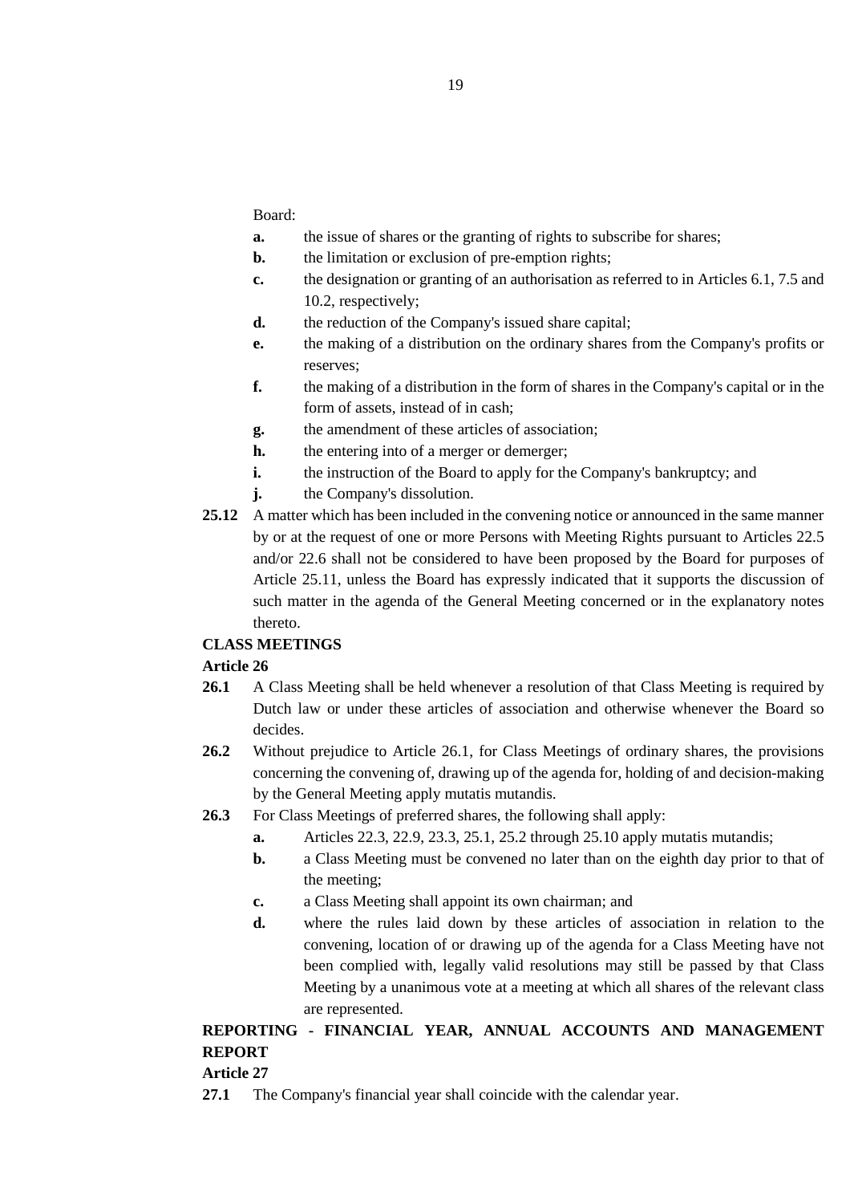Board:

- **a.** the issue of shares or the granting of rights to subscribe for shares;
- **b.** the limitation or exclusion of pre-emption rights;
- **c.** the designation or granting of an authorisation as referred to in Articles 6.1, 7.5 and 10.2, respectively;
- **d.** the reduction of the Company's issued share capital;
- **e.** the making of a distribution on the ordinary shares from the Company's profits or reserves;
- **f.** the making of a distribution in the form of shares in the Company's capital or in the form of assets, instead of in cash;
- **g.** the amendment of these articles of association;
- **h.** the entering into of a merger or demerger;
- **i.** the instruction of the Board to apply for the Company's bankruptcy; and
- **j.** the Company's dissolution.

**25.12** A matter which has been included in the convening notice or announced in the same manner by or at the request of one or more Persons with Meeting Rights pursuant to Articles 22.5 and/or 22.6 shall not be considered to have been proposed by the Board for purposes of Article 25.11, unless the Board has expressly indicated that it supports the discussion of such matter in the agenda of the General Meeting concerned or in the explanatory notes thereto.

**CLASS MEETINGS**

**Article 26**

**26.1** A Class Meeting shall be held whenever a resolution of that Class Meeting is required by Dutch law or under these articles of association and otherwise whenever the Board so decides.

**26.2** Without prejudice to Article 26.1, for Class Meetings of ordinary shares, the provisions concerning the convening of, drawing up of the agenda for, holding of and decision-making by the General Meeting apply mutatis mutandis.

**26.3** For Class Meetings of preferred shares, the following shall apply:

- **a.** Articles 22.3, 22.9, 23.3, 25.1, 25.2 through 25.10 apply mutatis mutandis;
- **b.** a Class Meeting must be convened no later than on the eighth day prior to that of the meeting;
- **c.** a Class Meeting shall appoint its own chairman; and
- **d.** where the rules laid down by these articles of association in relation to the convening, location of or drawing up of the agenda for a Class Meeting have not been complied with, legally valid resolutions may still be passed by that Class Meeting by a unanimous vote at a meeting at which all shares of the relevant class are represented.

**REPORTING - FINANCIAL YEAR, ANNUAL ACCOUNTS AND MANAGEMENT REPORT**

**Article 27**

**27.1** The Company's financial year shall coincide with the calendar year.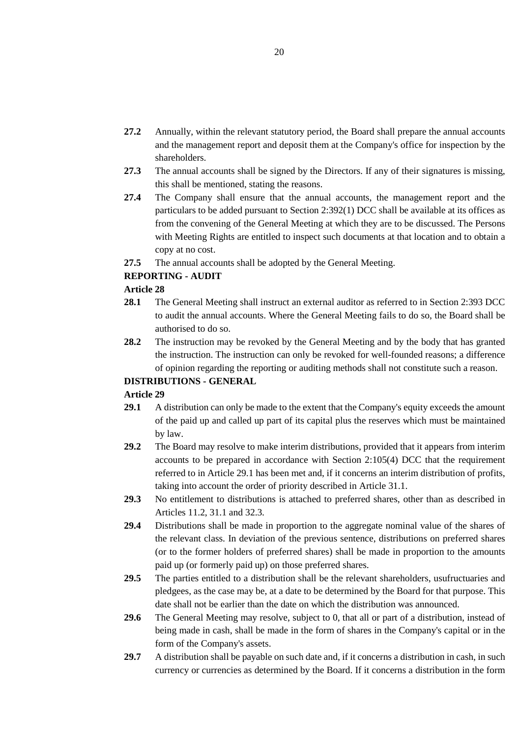**27.2** Annually, within the relevant statutory period, the Board shall prepare the annual accounts and the management report and deposit them at the Company's office for inspection by the shareholders.

**27.3** The annual accounts shall be signed by the Directors. If any of their signatures is missing, this shall be mentioned, stating the reasons.

**27.4** The Company shall ensure that the annual accounts, the management report and the particulars to be added pursuant to Section 2:392(1) DCC shall be available at its offices as from the convening of the General Meeting at which they are to be discussed. The Persons with Meeting Rights are entitled to inspect such documents at that location and to obtain a copy at no cost.

**27.5** The annual accounts shall be adopted by the General Meeting.

**REPORTING - AUDIT**

**Article 28**

**28.1** The General Meeting shall instruct an external auditor as referred to in Section 2:393 DCC to audit the annual accounts. Where the General Meeting fails to do so, the Board shall be authorised to do so.

**28.2** The instruction may be revoked by the General Meeting and by the body that has granted the instruction. The instruction can only be revoked for well-founded reasons; a difference of opinion regarding the reporting or auditing methods shall not constitute such a reason.

**DISTRIBUTIONS - GENERAL**

**Article 29**

**29.1** A distribution can only be made to the extent that the Company's equity exceeds the amount of the paid up and called up part of its capital plus the reserves which must be maintained by law.

**29.2** The Board may resolve to make interim distributions, provided that it appears from interim accounts to be prepared in accordance with Section 2:105(4) DCC that the requirement referred to in Article 29.1 has been met and, if it concerns an interim distribution of profits, taking into account the order of priority described in Article 31.1.

**29.3** No entitlement to distributions is attached to preferred shares, other than as described in Articles 11.2, 31.1 and 32.3.

**29.4** Distributions shall be made in proportion to the aggregate nominal value of the shares of the relevant class. In deviation of the previous sentence, distributions on preferred shares (or to the former holders of preferred shares) shall be made in proportion to the amounts paid up (or formerly paid up) on those preferred shares.

**29.5** The parties entitled to a distribution shall be the relevant shareholders, usufructuaries and pledgees, as the case may be, at a date to be determined by the Board for that purpose. This date shall not be earlier than the date on which the distribution was announced.

**29.6** The General Meeting may resolve, subject to 0, that all or part of a distribution, instead of being made in cash, shall be made in the form of shares in the Company's capital or in the form of the Company's assets.

**29.7** A distribution shall be payable on such date and, if it concerns a distribution in cash, in such currency or currencies as determined by the Board. If it concerns a distribution in the form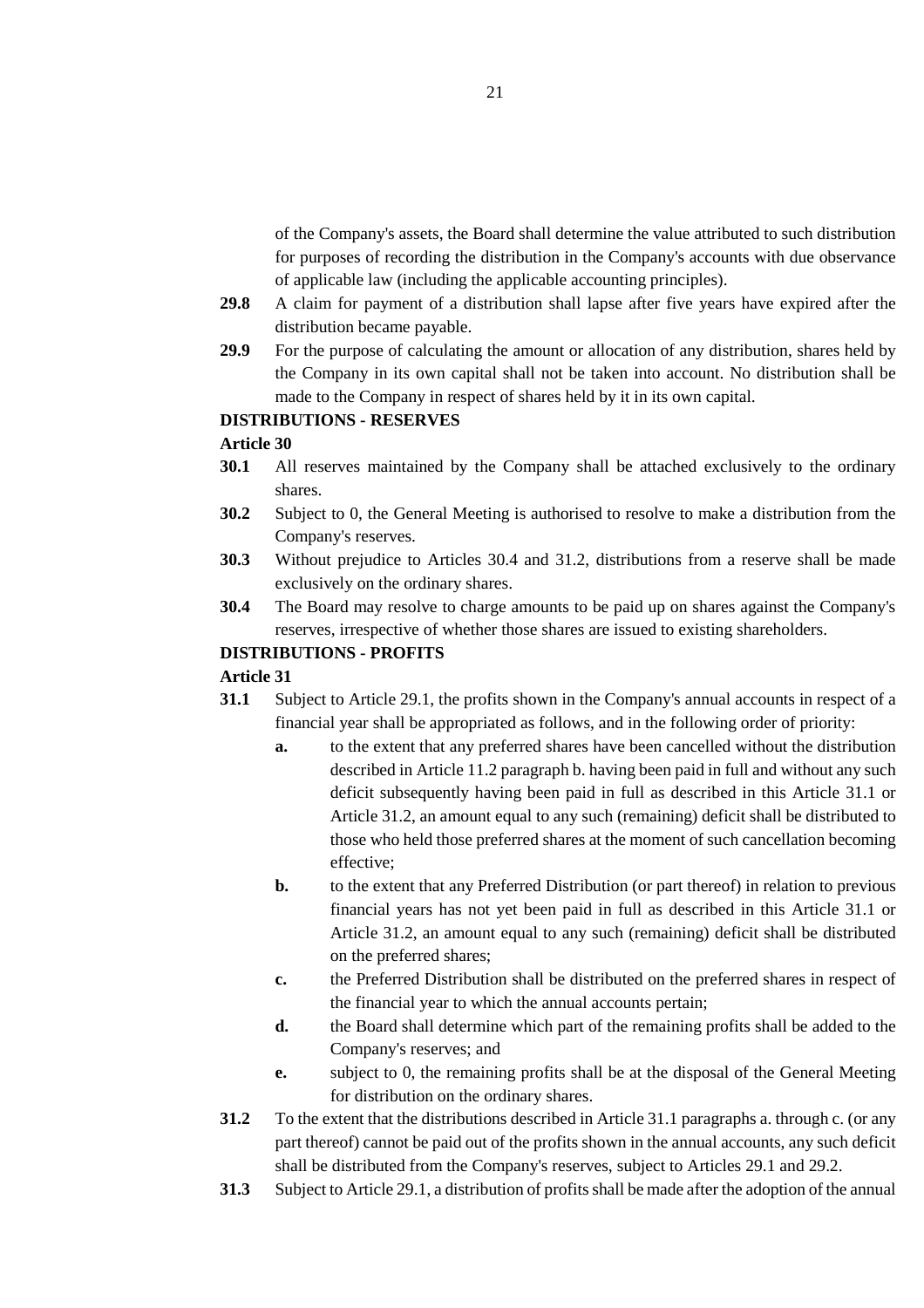of the Company's assets, the Board shall determine the value attributed to such distribution for purposes of recording the distribution in the Company's accounts with due observance of applicable law (including the applicable accounting principles).

**29.8** A claim for payment of a distribution shall lapse after five years have expired after the distribution became payable.

**29.9** For the purpose of calculating the amount or allocation of any distribution, shares held by the Company in its own capital shall not be taken into account. No distribution shall be made to the Company in respect of shares held by it in its own capital.

**DISTRIBUTIONS - RESERVES**

**Article 30**

**30.1** All reserves maintained by the Company shall be attached exclusively to the ordinary shares.

**30.2** Subject to 0, the General Meeting is authorised to resolve to make a distribution from the Company's reserves.

**30.3** Without prejudice to Articles 30.4 and 31.2, distributions from a reserve shall be made exclusively on the ordinary shares.

**30.4** The Board may resolve to charge amounts to be paid up on shares against the Company's reserves, irrespective of whether those shares are issued to existing shareholders.

**DISTRIBUTIONS - PROFITS**

**Article 31**

**31.1** Subject to Article 29.1, the profits shown in the Company's annual accounts in respect of a financial year shall be appropriated as follows, and in the following order of priority:

- **a.** to the extent that any preferred shares have been cancelled without the distribution described in Article 11.2 paragraph b. having been paid in full and without any such deficit subsequently having been paid in full as described in this Article 31.1 or Article 31.2, an amount equal to any such (remaining) deficit shall be distributed to those who held those preferred shares at the moment of such cancellation becoming effective;
- **b.** to the extent that any Preferred Distribution (or part thereof) in relation to previous financial years has not yet been paid in full as described in this Article 31.1 or Article 31.2, an amount equal to any such (remaining) deficit shall be distributed on the preferred shares;
- **c.** the Preferred Distribution shall be distributed on the preferred shares in respect of the financial year to which the annual accounts pertain;
- **d.** the Board shall determine which part of the remaining profits shall be added to the Company's reserves; and
- **e.** subject to 0, the remaining profits shall be at the disposal of the General Meeting for distribution on the ordinary shares.

**31.2** To the extent that the distributions described in Article 31.1 paragraphs a. through c. (or any part thereof) cannot be paid out of the profits shown in the annual accounts, any such deficit shall be distributed from the Company's reserves, subject to Articles 29.1 and 29.2.

**31.3** Subject to Article 29.1, a distribution of profits shall be made after the adoption of the annual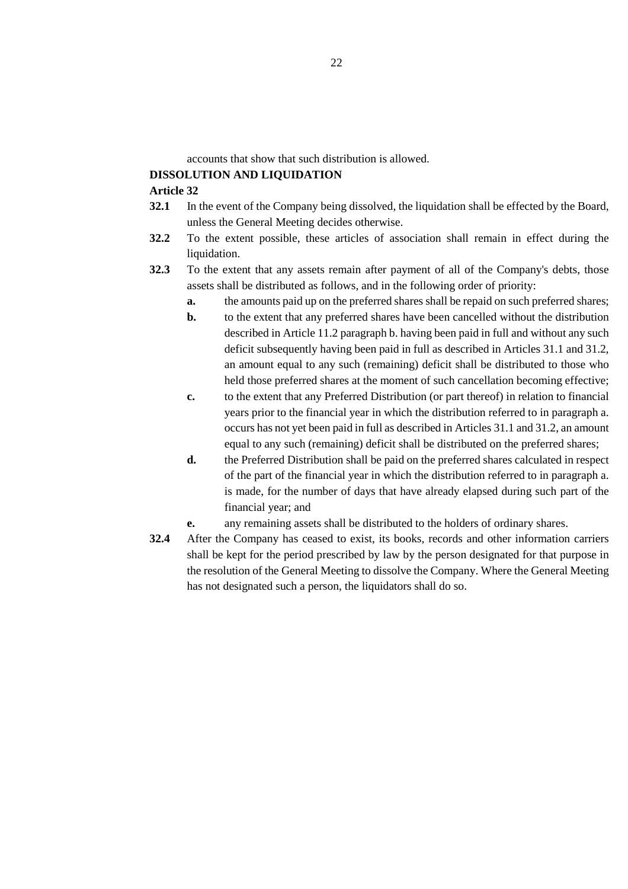accounts that show that such distribution is allowed.

**DISSOLUTION AND LIQUIDATION**

**Article 32**

**32.1** In the event of the Company being dissolved, the liquidation shall be effected by the Board, unless the General Meeting decides otherwise.

**32.2** To the extent possible, these articles of association shall remain in effect during the liquidation.

**32.3** To the extent that any assets remain after payment of all of the Company's debts, those assets shall be distributed as follows, and in the following order of priority:

- **a.** the amounts paid up on the preferred shares shall be repaid on such preferred shares;
- **b.** to the extent that any preferred shares have been cancelled without the distribution described in Article 11.2 paragraph b. having been paid in full and without any such deficit subsequently having been paid in full as described in Articles 31.1 and 31.2, an amount equal to any such (remaining) deficit shall be distributed to those who held those preferred shares at the moment of such cancellation becoming effective;
- **c.** to the extent that any Preferred Distribution (or part thereof) in relation to financial years prior to the financial year in which the distribution referred to in paragraph a. occurs has not yet been paid in full as described in Articles 31.1 and 31.2, an amount equal to any such (remaining) deficit shall be distributed on the preferred shares;
- **d.** the Preferred Distribution shall be paid on the preferred shares calculated in respect of the part of the financial year in which the distribution referred to in paragraph a. is made, for the number of days that have already elapsed during such part of the financial year; and
- **e.** any remaining assets shall be distributed to the holders of ordinary shares.

**32.4** After the Company has ceased to exist, its books, records and other information carriers shall be kept for the period prescribed by law by the person designated for that purpose in the resolution of the General Meeting to dissolve the Company. Where the General Meeting has not designated such a person, the liquidators shall do so.